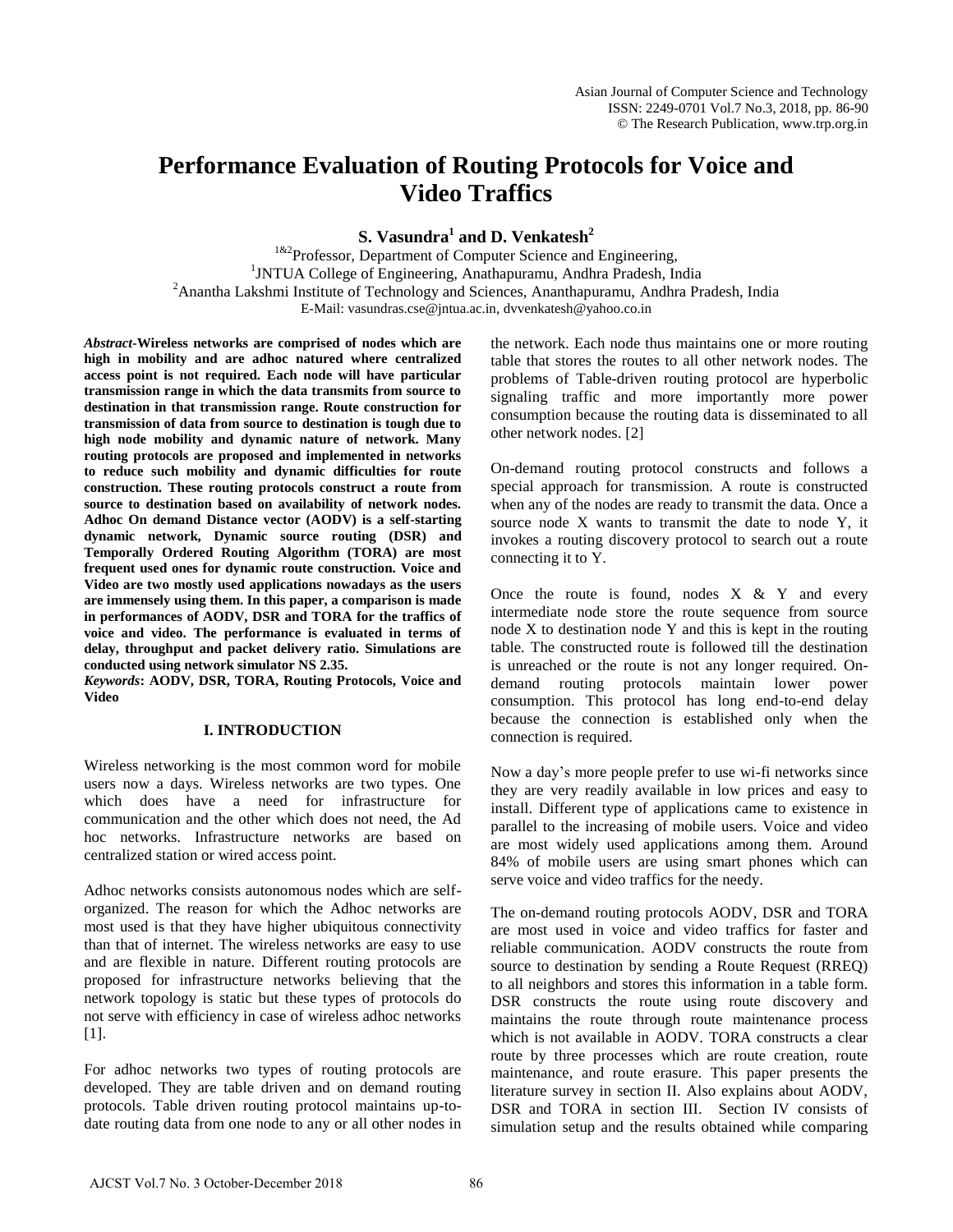# Performance Evaluation of Routing Protocols for Voice and Video Traffics

**S. Vasundra[1] and D. Venkatesh[2]**

[1&2]Professor, Department of Computer Science and Engineering,
[1]JNTUA College of Engineering, Anathapuramu, Andhra Pradesh, India
[2]Anantha Lakshmi Institute of Technology and Sciences, Ananthapuramu, Andhra Pradesh, India
E-Mail: vasundras.cse@jntua.ac.in, dvvenkatesh@yahoo.co.in

***Abstract*-Wireless networks are comprised of nodes which are high in mobility and are adhoc natured where centralized access point is not required. Each node will have particular transmission range in which the data transmits from source to destination in that transmission range. Route construction for transmission of data from source to destination is tough due to high node mobility and dynamic nature of network. Many routing protocols are proposed and implemented in networks to reduce such mobility and dynamic difficulties for route construction. These routing protocols construct a route from source to destination based on availability of network nodes. Adhoc On demand Distance vector (AODV) is a self-starting dynamic network, Dynamic source routing (DSR) and Temporally Ordered Routing Algorithm (TORA) are most frequent used ones for dynamic route construction. Voice and Video are two mostly used applications nowadays as the users are immensely using them. In this paper, a comparison is made in performances of AODV, DSR and TORA for the traffics of voice and video. The performance is evaluated in terms of delay, throughput and packet delivery ratio. Simulations are conducted using network simulator NS 2.35.**

***Keywords*: AODV, DSR, TORA, Routing Protocols, Voice and Video**

## I. INTRODUCTION

Wireless networking is the most common word for mobile users now a days. Wireless networks are two types. One which does have a need for infrastructure for communication and the other which does not need, the Ad hoc networks. Infrastructure networks are based on centralized station or wired access point.

Adhoc networks consists autonomous nodes which are self-organized. The reason for which the Adhoc networks are most used is that they have higher ubiquitous connectivity than that of internet. The wireless networks are easy to use and are flexible in nature. Different routing protocols are proposed for infrastructure networks believing that the network topology is static but these types of protocols do not serve with efficiency in case of wireless adhoc networks [1].

For adhoc networks two types of routing protocols are developed. They are table driven and on demand routing protocols. Table driven routing protocol maintains up-to-date routing data from one node to any or all other nodes in the network. Each node thus maintains one or more routing table that stores the routes to all other network nodes. The problems of Table-driven routing protocol are hyperbolic signaling traffic and more importantly more power consumption because the routing data is disseminated to all other network nodes. [2]

On-demand routing protocol constructs and follows a special approach for transmission. A route is constructed when any of the nodes are ready to transmit the data. Once a source node X wants to transmit the date to node Y, it invokes a routing discovery protocol to search out a route connecting it to Y.

Once the route is found, nodes X & Y and every intermediate node store the route sequence from source node X to destination node Y and this is kept in the routing table. The constructed route is followed till the destination is unreached or the route is not any longer required. On-demand routing protocols maintain lower power consumption. This protocol has long end-to-end delay because the connection is established only when the connection is required.

Now a day's more people prefer to use wi-fi networks since they are very readily available in low prices and easy to install. Different type of applications came to existence in parallel to the increasing of mobile users. Voice and video are most widely used applications among them. Around 84% of mobile users are using smart phones which can serve voice and video traffics for the needy.

The on-demand routing protocols AODV, DSR and TORA are most used in voice and video traffics for faster and reliable communication. AODV constructs the route from source to destination by sending a Route Request (RREQ) to all neighbors and stores this information in a table form. DSR constructs the route using route discovery and maintains the route through route maintenance process which is not available in AODV. TORA constructs a clear route by three processes which are route creation, route maintenance, and route erasure. This paper presents the literature survey in section II. Also explains about AODV, DSR and TORA in section III. Section IV consists of simulation setup and the results obtained while comparing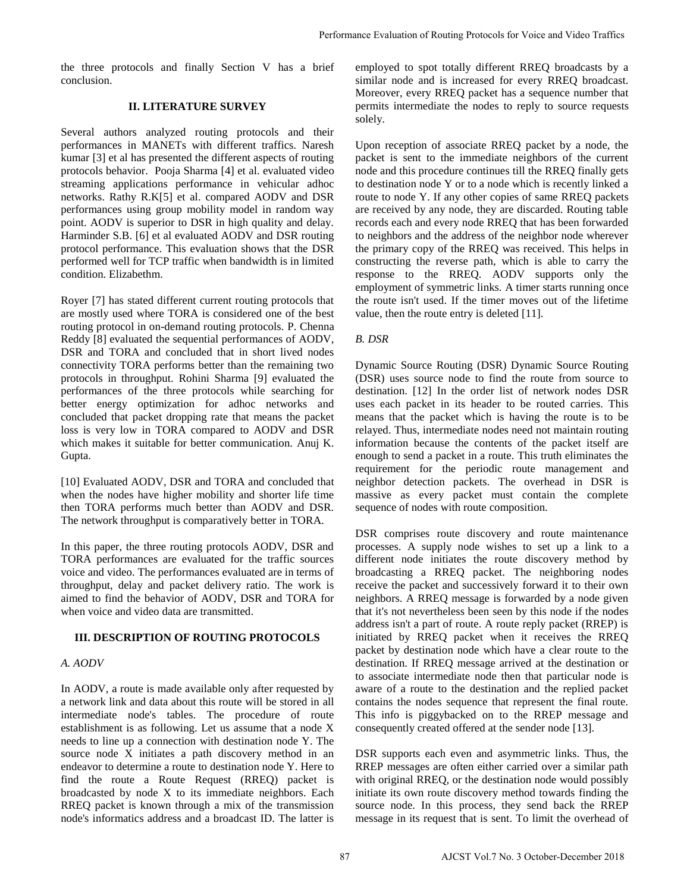the three protocols and finally Section V has a brief conclusion.

## II. LITERATURE SURVEY

Several authors analyzed routing protocols and their performances in MANETs with different traffics. Naresh kumar [3] et al has presented the different aspects of routing protocols behavior. Pooja Sharma [4] et al. evaluated video streaming applications performance in vehicular adhoc networks. Rathy R.K[5] et al. compared AODV and DSR performances using group mobility model in random way point. AODV is superior to DSR in high quality and delay. Harminder S.B. [6] et al evaluated AODV and DSR routing protocol performance. This evaluation shows that the DSR performed well for TCP traffic when bandwidth is in limited condition. Elizabethm.

Royer [7] has stated different current routing protocols that are mostly used where TORA is considered one of the best routing protocol in on-demand routing protocols. P. Chenna Reddy [8] evaluated the sequential performances of AODV, DSR and TORA and concluded that in short lived nodes connectivity TORA performs better than the remaining two protocols in throughput. Rohini Sharma [9] evaluated the performances of the three protocols while searching for better energy optimization for adhoc networks and concluded that packet dropping rate that means the packet loss is very low in TORA compared to AODV and DSR which makes it suitable for better communication. Anuj K. Gupta.

[10] Evaluated AODV, DSR and TORA and concluded that when the nodes have higher mobility and shorter life time then TORA performs much better than AODV and DSR. The network throughput is comparatively better in TORA.

In this paper, the three routing protocols AODV, DSR and TORA performances are evaluated for the traffic sources voice and video. The performances evaluated are in terms of throughput, delay and packet delivery ratio. The work is aimed to find the behavior of AODV, DSR and TORA for when voice and video data are transmitted.

## III. DESCRIPTION OF ROUTING PROTOCOLS

### *A. AODV*

In AODV, a route is made available only after requested by a network link and data about this route will be stored in all intermediate node's tables. The procedure of route establishment is as following. Let us assume that a node X needs to line up a connection with destination node Y. The source node X initiates a path discovery method in an endeavor to determine a route to destination node Y. Here to find the route a Route Request (RREQ) packet is broadcasted by node X to its immediate neighbors. Each RREQ packet is known through a mix of the transmission node's informatics address and a broadcast ID. The latter is employed to spot totally different RREQ broadcasts by a similar node and is increased for every RREQ broadcast. Moreover, every RREQ packet has a sequence number that permits intermediate the nodes to reply to source requests solely.

Upon reception of associate RREQ packet by a node, the packet is sent to the immediate neighbors of the current node and this procedure continues till the RREQ finally gets to destination node Y or to a node which is recently linked a route to node Y. If any other copies of same RREQ packets are received by any node, they are discarded. Routing table records each and every node RREQ that has been forwarded to neighbors and the address of the neighbor node wherever the primary copy of the RREQ was received. This helps in constructing the reverse path, which is able to carry the response to the RREQ. AODV supports only the employment of symmetric links. A timer starts running once the route isn't used. If the timer moves out of the lifetime value, then the route entry is deleted [11].

### *B. DSR*

Dynamic Source Routing (DSR) Dynamic Source Routing (DSR) uses source node to find the route from source to destination. [12] In the order list of network nodes DSR uses each packet in its header to be routed carries. This means that the packet which is having the route is to be relayed. Thus, intermediate nodes need not maintain routing information because the contents of the packet itself are enough to send a packet in a route. This truth eliminates the requirement for the periodic route management and neighbor detection packets. The overhead in DSR is massive as every packet must contain the complete sequence of nodes with route composition.

DSR comprises route discovery and route maintenance processes. A supply node wishes to set up a link to a different node initiates the route discovery method by broadcasting a RREQ packet. The neighboring nodes receive the packet and successively forward it to their own neighbors. A RREQ message is forwarded by a node given that it's not nevertheless been seen by this node if the nodes address isn't a part of route. A route reply packet (RREP) is initiated by RREQ packet when it receives the RREQ packet by destination node which have a clear route to the destination. If RREQ message arrived at the destination or to associate intermediate node then that particular node is aware of a route to the destination and the replied packet contains the nodes sequence that represent the final route. This info is piggybacked on to the RREP message and consequently created offered at the sender node [13].

DSR supports each even and asymmetric links. Thus, the RREP messages are often either carried over a similar path with original RREQ, or the destination node would possibly initiate its own route discovery method towards finding the source node. In this process, they send back the RREP message in its request that is sent. To limit the overhead of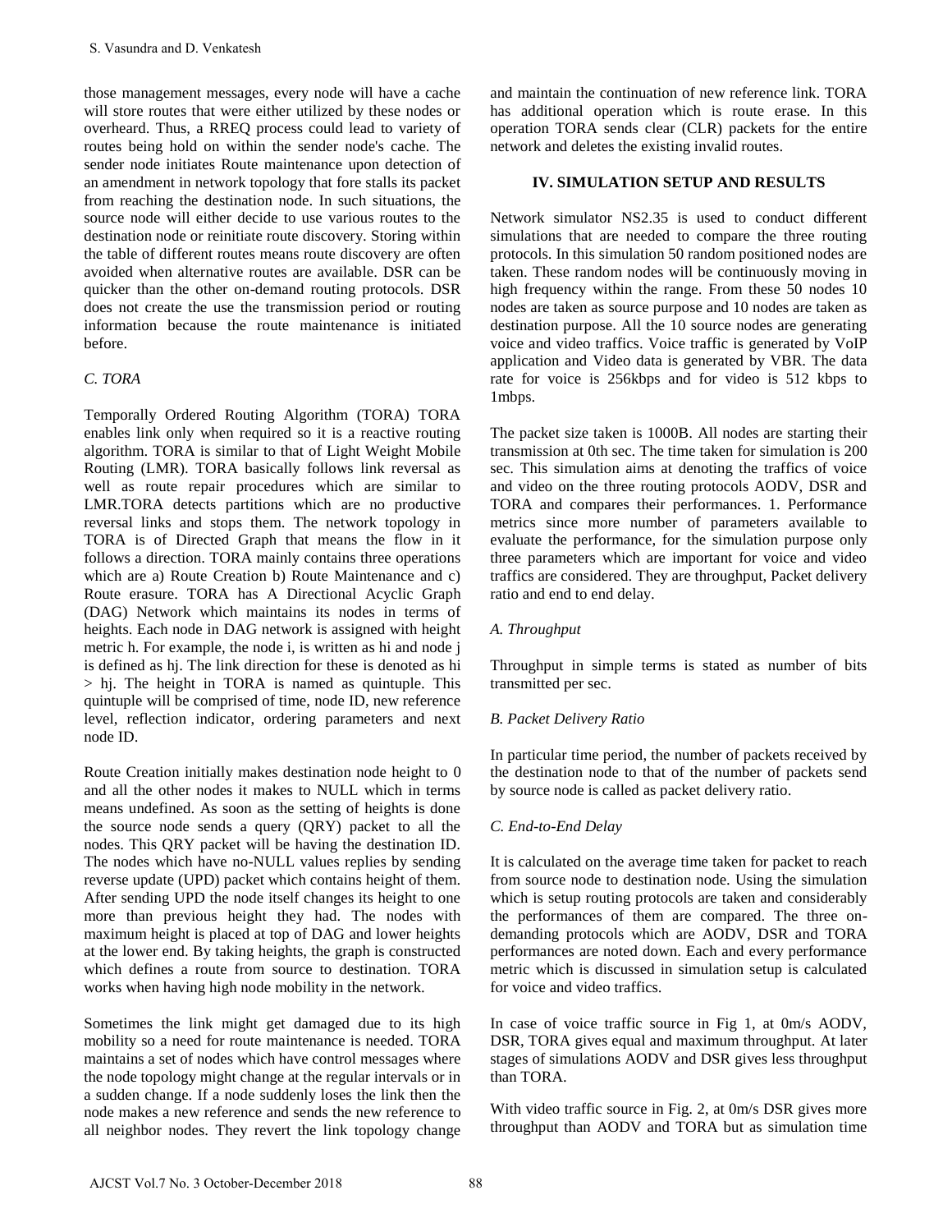those management messages, every node will have a cache will store routes that were either utilized by these nodes or overheard. Thus, a RREQ process could lead to variety of routes being hold on within the sender node's cache. The sender node initiates Route maintenance upon detection of an amendment in network topology that fore stalls its packet from reaching the destination node. In such situations, the source node will either decide to use various routes to the destination node or reinitiate route discovery. Storing within the table of different routes means route discovery are often avoided when alternative routes are available. DSR can be quicker than the other on-demand routing protocols. DSR does not create the use the transmission period or routing information because the route maintenance is initiated before.

### C. TORA

Temporally Ordered Routing Algorithm (TORA) TORA enables link only when required so it is a reactive routing algorithm. TORA is similar to that of Light Weight Mobile Routing (LMR). TORA basically follows link reversal as well as route repair procedures which are similar to LMR.TORA detects partitions which are no productive reversal links and stops them. The network topology in TORA is of Directed Graph that means the flow in it follows a direction. TORA mainly contains three operations which are a) Route Creation b) Route Maintenance and c) Route erasure. TORA has A Directional Acyclic Graph (DAG) Network which maintains its nodes in terms of heights. Each node in DAG network is assigned with height metric h. For example, the node i, is written as hi and node j is defined as hj. The link direction for these is denoted as hi > hj. The height in TORA is named as quintuple. This quintuple will be comprised of time, node ID, new reference level, reflection indicator, ordering parameters and next node ID.

Route Creation initially makes destination node height to 0 and all the other nodes it makes to NULL which in terms means undefined. As soon as the setting of heights is done the source node sends a query (QRY) packet to all the nodes. This QRY packet will be having the destination ID. The nodes which have no-NULL values replies by sending reverse update (UPD) packet which contains height of them. After sending UPD the node itself changes its height to one more than previous height they had. The nodes with maximum height is placed at top of DAG and lower heights at the lower end. By taking heights, the graph is constructed which defines a route from source to destination. TORA works when having high node mobility in the network.

Sometimes the link might get damaged due to its high mobility so a need for route maintenance is needed. TORA maintains a set of nodes which have control messages where the node topology might change at the regular intervals or in a sudden change. If a node suddenly loses the link then the node makes a new reference and sends the new reference to all neighbor nodes. They revert the link topology change and maintain the continuation of new reference link. TORA has additional operation which is route erase. In this operation TORA sends clear (CLR) packets for the entire network and deletes the existing invalid routes.

## IV. SIMULATION SETUP AND RESULTS

Network simulator NS2.35 is used to conduct different simulations that are needed to compare the three routing protocols. In this simulation 50 random positioned nodes are taken. These random nodes will be continuously moving in high frequency within the range. From these 50 nodes 10 nodes are taken as source purpose and 10 nodes are taken as destination purpose. All the 10 source nodes are generating voice and video traffics. Voice traffic is generated by VoIP application and Video data is generated by VBR. The data rate for voice is 256kbps and for video is 512 kbps to 1mbps.

The packet size taken is 1000B. All nodes are starting their transmission at 0th sec. The time taken for simulation is 200 sec. This simulation aims at denoting the traffics of voice and video on the three routing protocols AODV, DSR and TORA and compares their performances. 1. Performance metrics since more number of parameters available to evaluate the performance, for the simulation purpose only three parameters which are important for voice and video traffics are considered. They are throughput, Packet delivery ratio and end to end delay.

### A. Throughput

Throughput in simple terms is stated as number of bits transmitted per sec.

### B. Packet Delivery Ratio

In particular time period, the number of packets received by the destination node to that of the number of packets send by source node is called as packet delivery ratio.

### C. End-to-End Delay

It is calculated on the average time taken for packet to reach from source node to destination node. Using the simulation which is setup routing protocols are taken and considerably the performances of them are compared. The three on-demanding protocols which are AODV, DSR and TORA performances are noted down. Each and every performance metric which is discussed in simulation setup is calculated for voice and video traffics.

In case of voice traffic source in Fig 1, at 0m/s AODV, DSR, TORA gives equal and maximum throughput. At later stages of simulations AODV and DSR gives less throughput than TORA.

With video traffic source in Fig. 2, at 0m/s DSR gives more throughput than AODV and TORA but as simulation time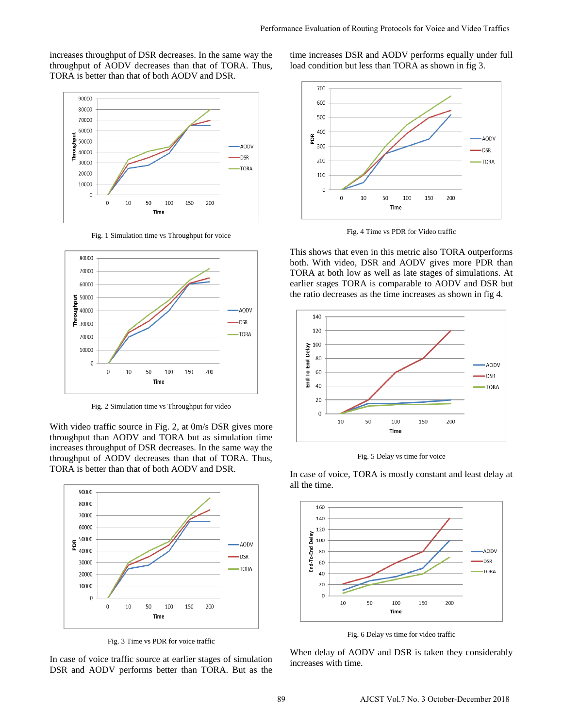increases throughput of DSR decreases. In the same way the throughput of AODV decreases than that of TORA. Thus, TORA is better than that of both AODV and DSR.

Fig. 1 Simulation time vs Throughput for voice

Fig. 2 Simulation time vs Throughput for video

With video traffic source in Fig. 2, at 0m/s DSR gives more throughput than AODV and TORA but as simulation time increases throughput of DSR decreases. In the same way the throughput of AODV decreases than that of TORA. Thus, TORA is better than that of both AODV and DSR.

Fig. 3 Time vs PDR for voice traffic

In case of voice traffic source at earlier stages of simulation DSR and AODV performs better than TORA. But as the time increases DSR and AODV performs equally under full load condition but less than TORA as shown in fig 3.

Fig. 4 Time vs PDR for Video traffic

This shows that even in this metric also TORA outperforms both. With video, DSR and AODV gives more PDR than TORA at both low as well as late stages of simulations. At earlier stages TORA is comparable to AODV and DSR but the ratio decreases as the time increases as shown in fig 4.

Fig. 5 Delay vs time for voice

In case of voice, TORA is mostly constant and least delay at all the time.

Fig. 6 Delay vs time for video traffic

When delay of AODV and DSR is taken they considerably increases with time.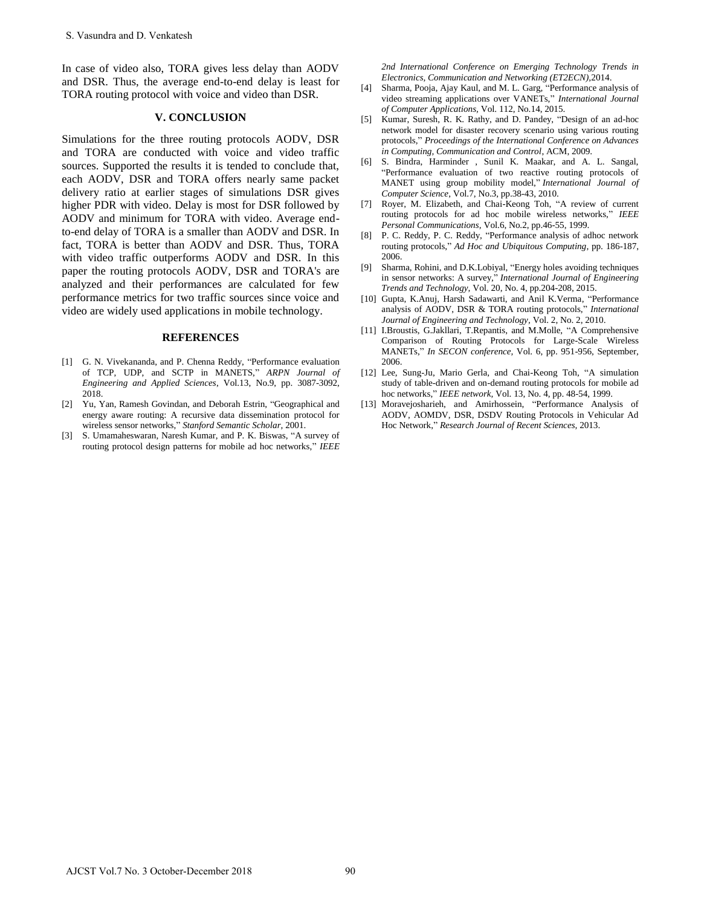In case of video also, TORA gives less delay than AODV and DSR. Thus, the average end-to-end delay is least for TORA routing protocol with voice and video than DSR.

## V. CONCLUSION

Simulations for the three routing protocols AODV, DSR and TORA are conducted with voice and video traffic sources. Supported the results it is tended to conclude that, each AODV, DSR and TORA offers nearly same packet delivery ratio at earlier stages of simulations DSR gives higher PDR with video. Delay is most for DSR followed by AODV and minimum for TORA with video. Average end-to-end delay of TORA is a smaller than AODV and DSR. In fact, TORA is better than AODV and DSR. Thus, TORA with video traffic outperforms AODV and DSR. In this paper the routing protocols AODV, DSR and TORA's are analyzed and their performances are calculated for few performance metrics for two traffic sources since voice and video are widely used applications in mobile technology.

## REFERENCES

[1] G. N. Vivekananda, and P. Chenna Reddy, "Performance evaluation of TCP, UDP, and SCTP in MANETS," *ARPN Journal of Engineering and Applied Sciences*, Vol.13, No.9, pp. 3087-3092, 2018.

[2] Yu, Yan, Ramesh Govindan, and Deborah Estrin, "Geographical and energy aware routing: A recursive data dissemination protocol for wireless sensor networks," *Stanford Semantic Scholar*, 2001.

[3] S. Umamaheswaran, Naresh Kumar, and P. K. Biswas, "A survey of routing protocol design patterns for mobile ad hoc networks," *IEEE 2nd International Conference on Emerging Technology Trends in Electronics, Communication and Networking (ET2ECN)*,2014.

[4] Sharma, Pooja, Ajay Kaul, and M. L. Garg, "Performance analysis of video streaming applications over VANETs," *International Journal of Computer Applications*, Vol. 112, No.14, 2015.

[5] Kumar, Suresh, R. K. Rathy, and D. Pandey, "Design of an ad-hoc network model for disaster recovery scenario using various routing protocols," *Proceedings of the International Conference on Advances in Computing, Communication and Control*, ACM, 2009.

[6] S. Bindra, Harminder , Sunil K. Maakar, and A. L. Sangal, "Performance evaluation of two reactive routing protocols of MANET using group mobility model," *International Journal of Computer Science*, Vol.7, No.3, pp.38-43, 2010.

[7] Royer, M. Elizabeth, and Chai-Keong Toh, "A review of current routing protocols for ad hoc mobile wireless networks," *IEEE Personal Communications*, Vol.6, No.2, pp.46-55, 1999.

[8] P. C. Reddy, P. C. Reddy, "Performance analysis of adhoc network routing protocols," *Ad Hoc and Ubiquitous Computing*, pp. 186-187, 2006.

[9] Sharma, Rohini, and D.K.Lobiyal, "Energy holes avoiding techniques in sensor networks: A survey," *International Journal of Engineering Trends and Technology*, Vol. 20, No. 4, pp.204-208, 2015.

[10] Gupta, K.Anuj, Harsh Sadawarti, and Anil K.Verma, "Performance analysis of AODV, DSR & TORA routing protocols," *International Journal of Engineering and Technology*, Vol. 2, No. 2, 2010.

[11] I.Broustis, G.Jakllari, T.Repantis, and M.Molle, "A Comprehensive Comparison of Routing Protocols for Large-Scale Wireless MANETs," *In SECON conference*, Vol. 6, pp. 951-956, September, 2006.

[12] Lee, Sung-Ju, Mario Gerla, and Chai-Keong Toh, "A simulation study of table-driven and on-demand routing protocols for mobile ad hoc networks," *IEEE network*, Vol. 13, No. 4, pp. 48-54, 1999.

[13] Moravejosharieh, and Amirhossein, "Performance Analysis of AODV, AOMDV, DSR, DSDV Routing Protocols in Vehicular Ad Hoc Network," *Research Journal of Recent Sciences*, 2013.